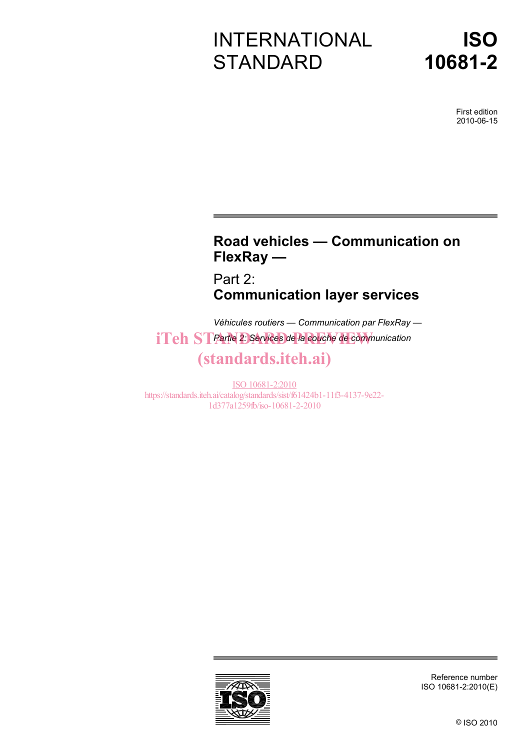# INTERNATIONAL STANDARD

# ISO 10681-2

First edition
2010-06-15

## Road vehicles — Communication on FlexRay —

## Part 2:
## Communication layer services

*Véhicules routiers — Communication par FlexRay —*

*Partie 2: Services de la couche de communication*

iTeh STANDARD PREVIEW
(standards.iteh.ai)

ISO 10681-2:2010
https://standards.iteh.ai/catalog/standards/sist/f61424b1-11f3-4137-9e22-1d377a1259fb/iso-10681-2-2010

Reference number
ISO 10681-2:2010(E)

© ISO 2010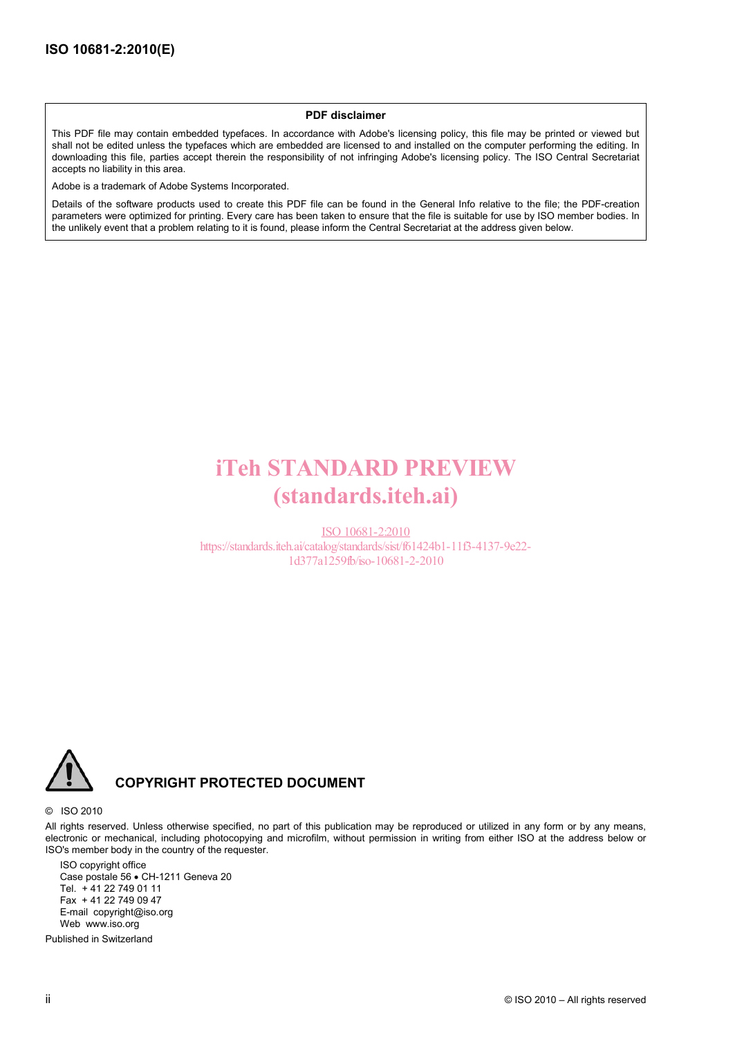**PDF disclaimer**

This PDF file may contain embedded typefaces. In accordance with Adobe's licensing policy, this file may be printed or viewed but shall not be edited unless the typefaces which are embedded are licensed to and installed on the computer performing the editing. In downloading this file, parties accept therein the responsibility of not infringing Adobe's licensing policy. The ISO Central Secretariat accepts no liability in this area.

Adobe is a trademark of Adobe Systems Incorporated.

Details of the software products used to create this PDF file can be found in the General Info relative to the file; the PDF-creation parameters were optimized for printing. Every care has been taken to ensure that the file is suitable for use by ISO member bodies. In the unlikely event that a problem relating to it is found, please inform the Central Secretariat at the address given below.

iTeh STANDARD PREVIEW
(standards.iteh.ai)

ISO 10681-2:2010
https://standards.iteh.ai/catalog/standards/sist/f61424b1-11f3-4137-9e22-1d377a1259fb/iso-10681-2-2010

**COPYRIGHT PROTECTED DOCUMENT**

© ISO 2010

All rights reserved. Unless otherwise specified, no part of this publication may be reproduced or utilized in any form or by any means, electronic or mechanical, including photocopying and microfilm, without permission in writing from either ISO at the address below or ISO's member body in the country of the requester.

ISO copyright office
Case postale 56 • CH-1211 Geneva 20
Tel. + 41 22 749 01 11
Fax + 41 22 749 09 47
E-mail copyright@iso.org
Web www.iso.org

Published in Switzerland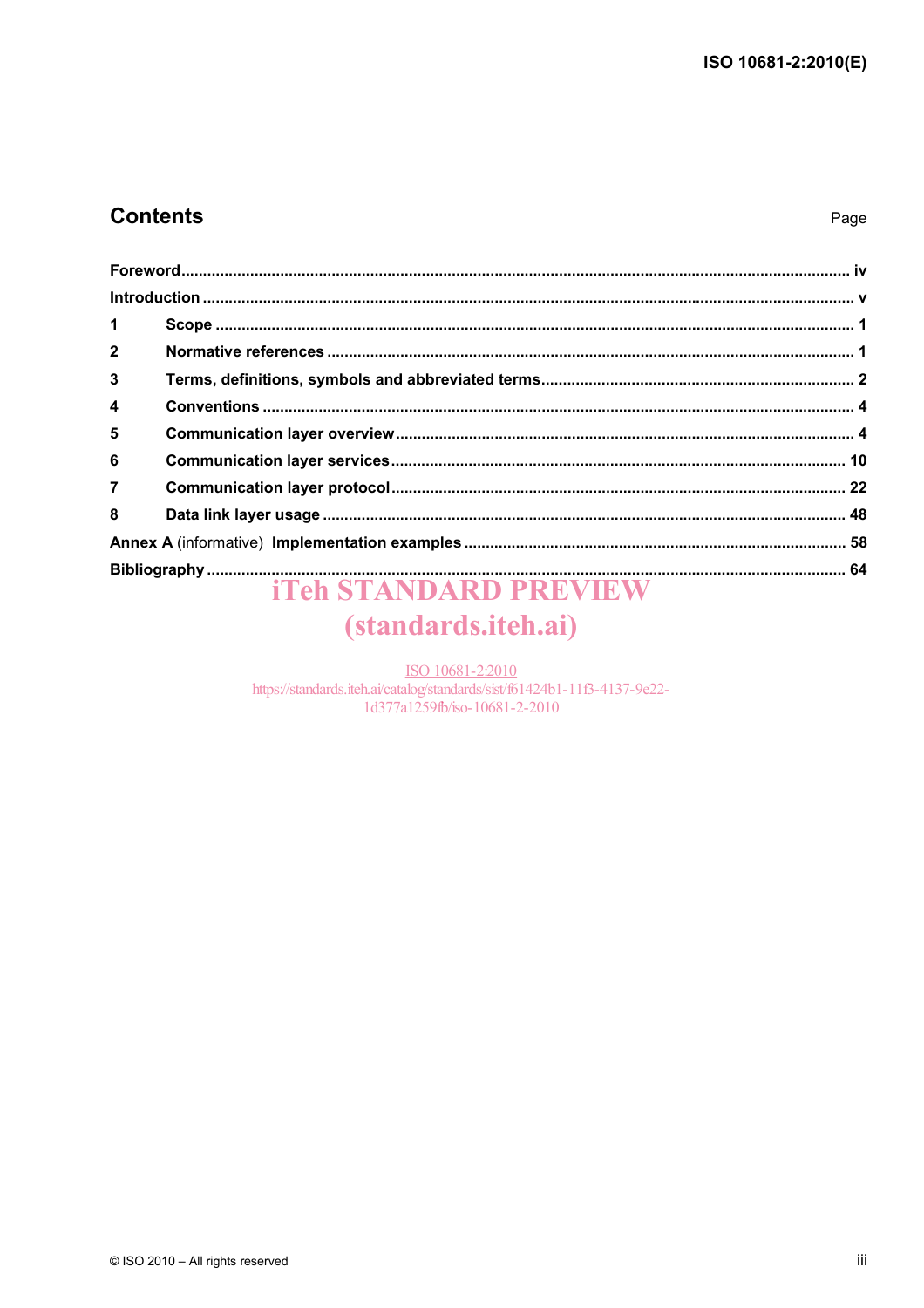# Contents

Page

| | | |
|---|---|---|
| Foreword | | iv |
| Introduction | | v |
| 1 | Scope | 1 |
| 2 | Normative references | 1 |
| 3 | Terms, definitions, symbols and abbreviated terms | 2 |
| 4 | Conventions | 4 |
| 5 | Communication layer overview | 4 |
| 6 | Communication layer services | 10 |
| 7 | Communication layer protocol | 22 |
| 8 | Data link layer usage | 48 |
| Annex A (informative) | Implementation examples | 58 |
| Bibliography | | 64 |

iTeh STANDARD PREVIEW
(standards.iteh.ai)

ISO 10681-2:2010
https://standards.iteh.ai/catalog/standards/sist/f61424b1-11f3-4137-9e22-1d377a1259fb/iso-10681-2-2010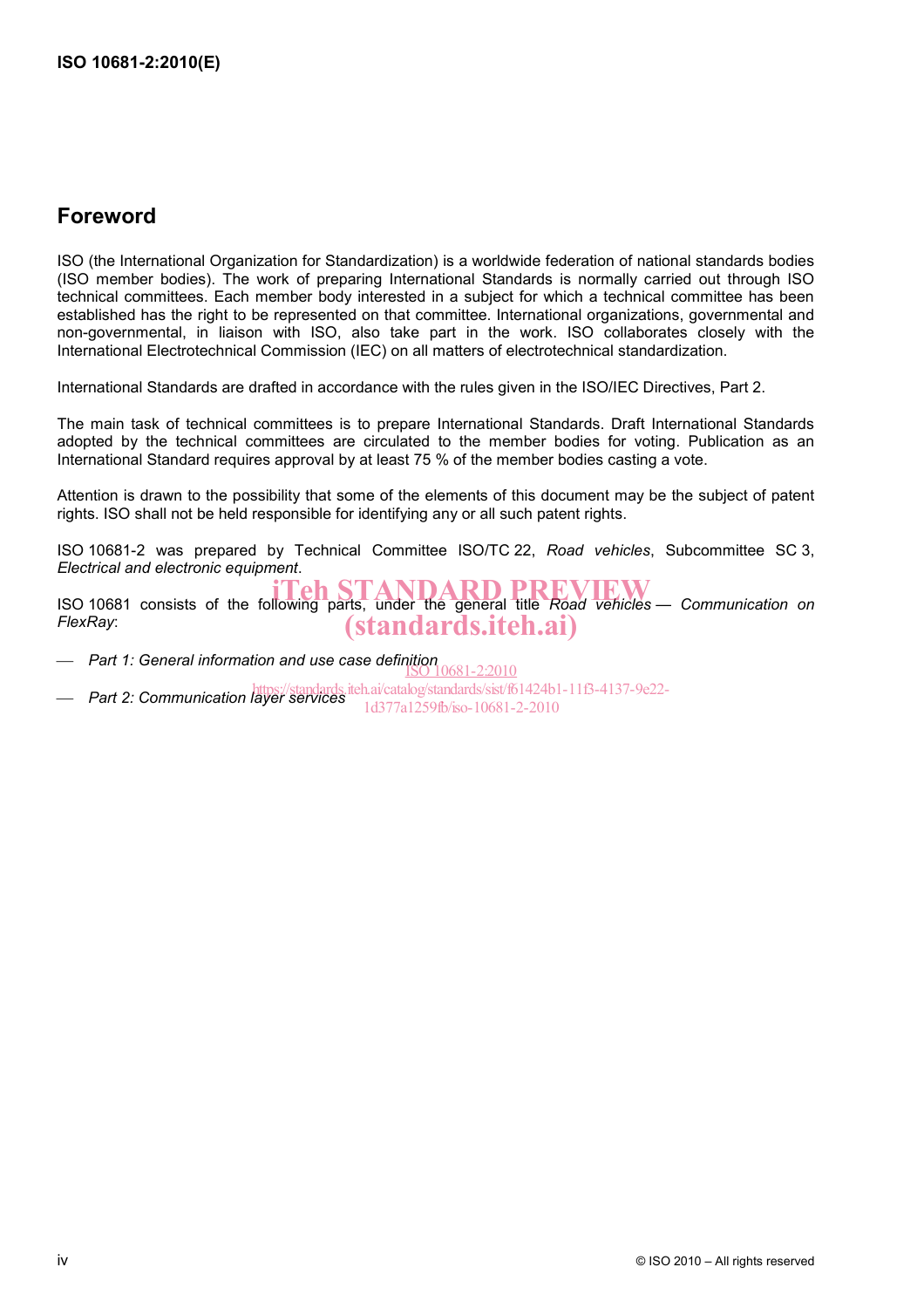## Foreword

ISO (the International Organization for Standardization) is a worldwide federation of national standards bodies (ISO member bodies). The work of preparing International Standards is normally carried out through ISO technical committees. Each member body interested in a subject for which a technical committee has been established has the right to be represented on that committee. International organizations, governmental and non-governmental, in liaison with ISO, also take part in the work. ISO collaborates closely with the International Electrotechnical Commission (IEC) on all matters of electrotechnical standardization.

International Standards are drafted in accordance with the rules given in the ISO/IEC Directives, Part 2.

The main task of technical committees is to prepare International Standards. Draft International Standards adopted by the technical committees are circulated to the member bodies for voting. Publication as an International Standard requires approval by at least 75 % of the member bodies casting a vote.

Attention is drawn to the possibility that some of the elements of this document may be the subject of patent rights. ISO shall not be held responsible for identifying any or all such patent rights.

ISO 10681-2 was prepared by Technical Committee ISO/TC 22, *Road vehicles*, Subcommittee SC 3, *Electrical and electronic equipment*.

ISO 10681 consists of the following parts, under the general title *Road vehicles — Communication on FlexRay*:

— *Part 1: General information and use case definition*

— *Part 2: Communication layer services*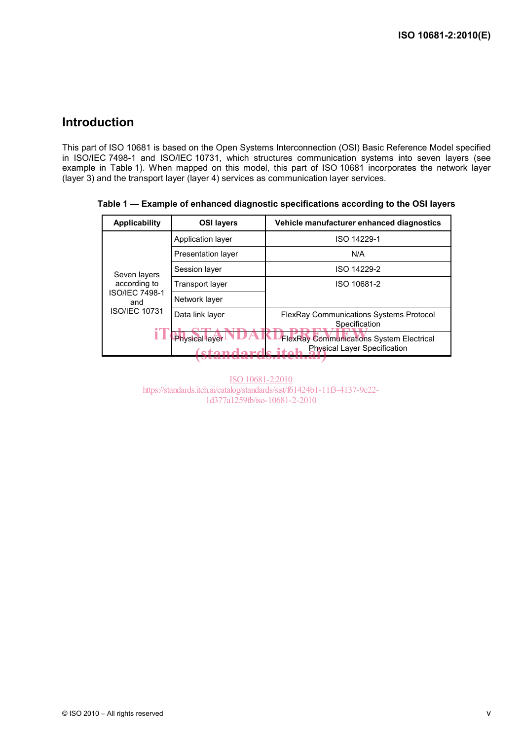## Introduction

This part of ISO 10681 is based on the Open Systems Interconnection (OSI) Basic Reference Model specified in ISO/IEC 7498-1 and ISO/IEC 10731, which structures communication systems into seven layers (see example in Table 1). When mapped on this model, this part of ISO 10681 incorporates the network layer (layer 3) and the transport layer (layer 4) services as communication layer services.

**Table 1 — Example of enhanced diagnostic specifications according to the OSI layers**

| Applicability | OSI layers | Vehicle manufacturer enhanced diagnostics |
|---|---|---|
| Seven layers according to ISO/IEC 7498-1 and ISO/IEC 10731 | Application layer | ISO 14229-1 |
| | Presentation layer | N/A |
| | Session layer | ISO 14229-2 |
| | Transport layer | ISO 10681-2 |
| | Network layer | |
| | Data link layer | FlexRay Communications Systems Protocol Specification |
| | Physical layer | FlexRay Communications System Electrical Physical Layer Specification |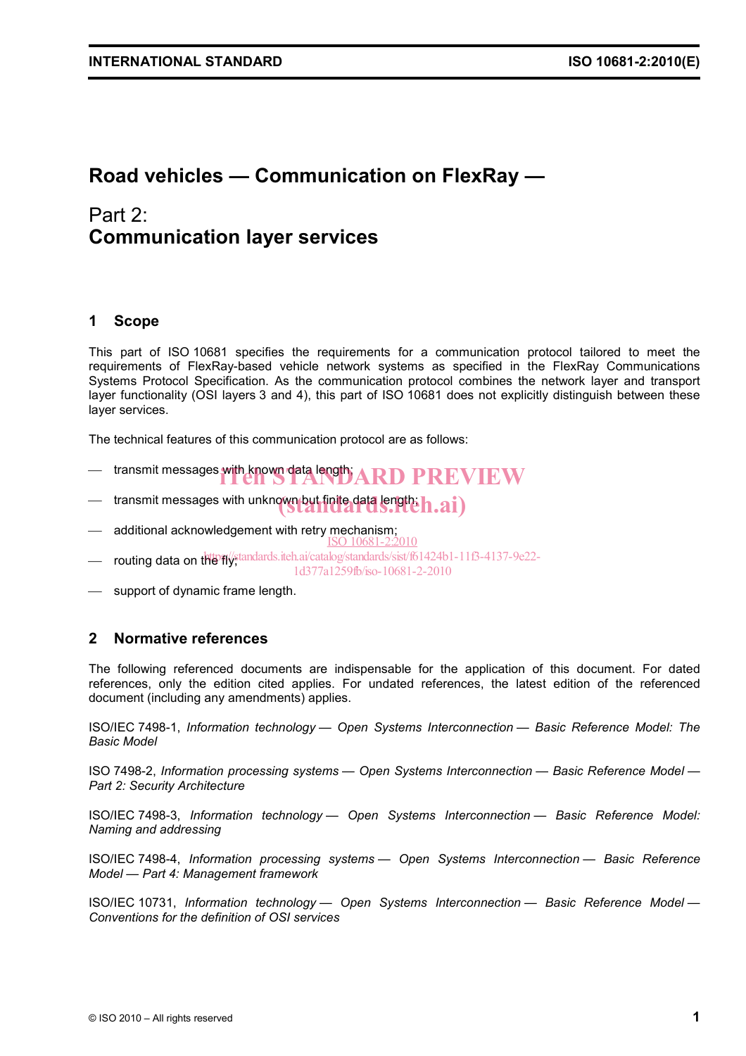# Road vehicles — Communication on FlexRay —

## Part 2: Communication layer services

## 1 Scope

This part of ISO 10681 specifies the requirements for a communication protocol tailored to meet the requirements of FlexRay-based vehicle network systems as specified in the FlexRay Communications Systems Protocol Specification. As the communication protocol combines the network layer and transport layer functionality (OSI layers 3 and 4), this part of ISO 10681 does not explicitly distinguish between these layer services.

The technical features of this communication protocol are as follows:

- transmit messages with known data length;
- transmit messages with unknown but finite data length;
- additional acknowledgement with retry mechanism;
- routing data on the fly;
- support of dynamic frame length.

## 2 Normative references

The following referenced documents are indispensable for the application of this document. For dated references, only the edition cited applies. For undated references, the latest edition of the referenced document (including any amendments) applies.

ISO/IEC 7498-1, *Information technology — Open Systems Interconnection — Basic Reference Model: The Basic Model*

ISO 7498-2, *Information processing systems — Open Systems Interconnection — Basic Reference Model — Part 2: Security Architecture*

ISO/IEC 7498-3, *Information technology — Open Systems Interconnection — Basic Reference Model: Naming and addressing*

ISO/IEC 7498-4, *Information processing systems — Open Systems Interconnection — Basic Reference Model — Part 4: Management framework*

ISO/IEC 10731, *Information technology — Open Systems Interconnection — Basic Reference Model — Conventions for the definition of OSI services*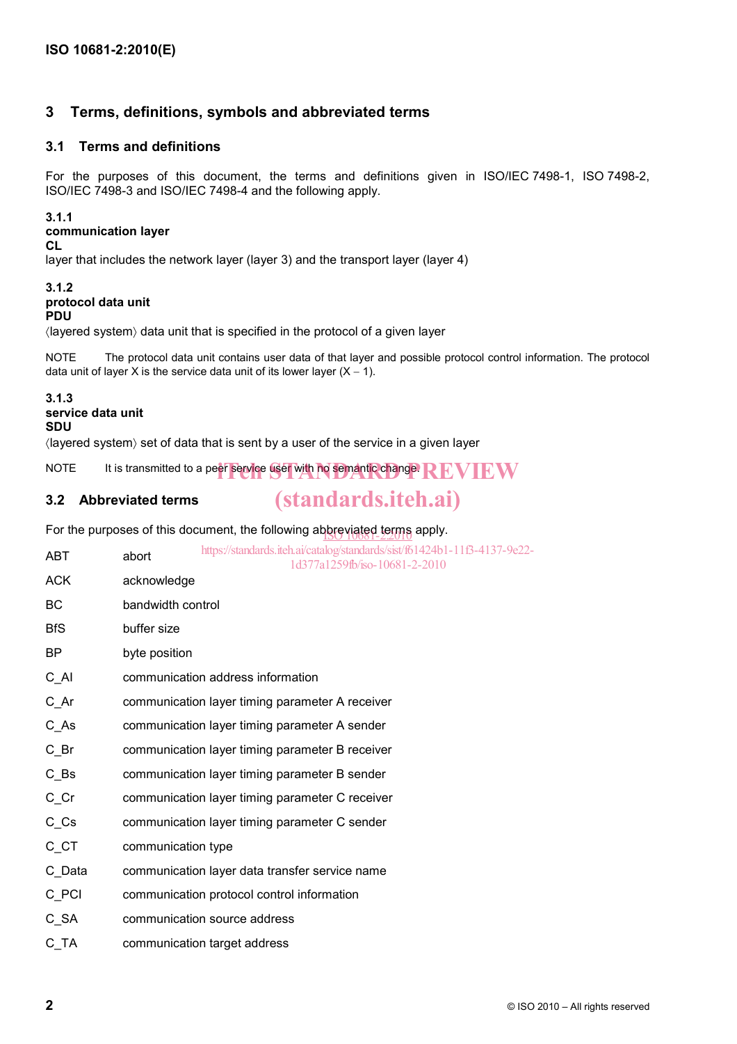## 3 Terms, definitions, symbols and abbreviated terms

### 3.1 Terms and definitions

For the purposes of this document, the terms and definitions given in ISO/IEC 7498-1, ISO 7498-2, ISO/IEC 7498-3 and ISO/IEC 7498-4 and the following apply.

**3.1.1**
**communication layer**
**CL**
layer that includes the network layer (layer 3) and the transport layer (layer 4)

**3.1.2**
**protocol data unit**
**PDU**
⟨layered system⟩ data unit that is specified in the protocol of a given layer

NOTE The protocol data unit contains user data of that layer and possible protocol control information. The protocol data unit of layer X is the service data unit of its lower layer (X − 1).

**3.1.3**
**service data unit**
**SDU**
⟨layered system⟩ set of data that is sent by a user of the service in a given layer

NOTE It is transmitted to a peer service user with no semantic change.

### 3.2 Abbreviated terms

For the purposes of this document, the following abbreviated terms apply.

| | |
|---|---|
| ABT | abort |
| ACK | acknowledge |
| BC | bandwidth control |
| BfS | buffer size |
| BP | byte position |
| C_AI | communication address information |
| C_Ar | communication layer timing parameter A receiver |
| C_As | communication layer timing parameter A sender |
| C_Br | communication layer timing parameter B receiver |
| C_Bs | communication layer timing parameter B sender |
| C_Cr | communication layer timing parameter C receiver |
| C_Cs | communication layer timing parameter C sender |
| C_CT | communication type |
| C_Data | communication layer data transfer service name |
| C_PCI | communication protocol control information |
| C_SA | communication source address |
| C_TA | communication target address |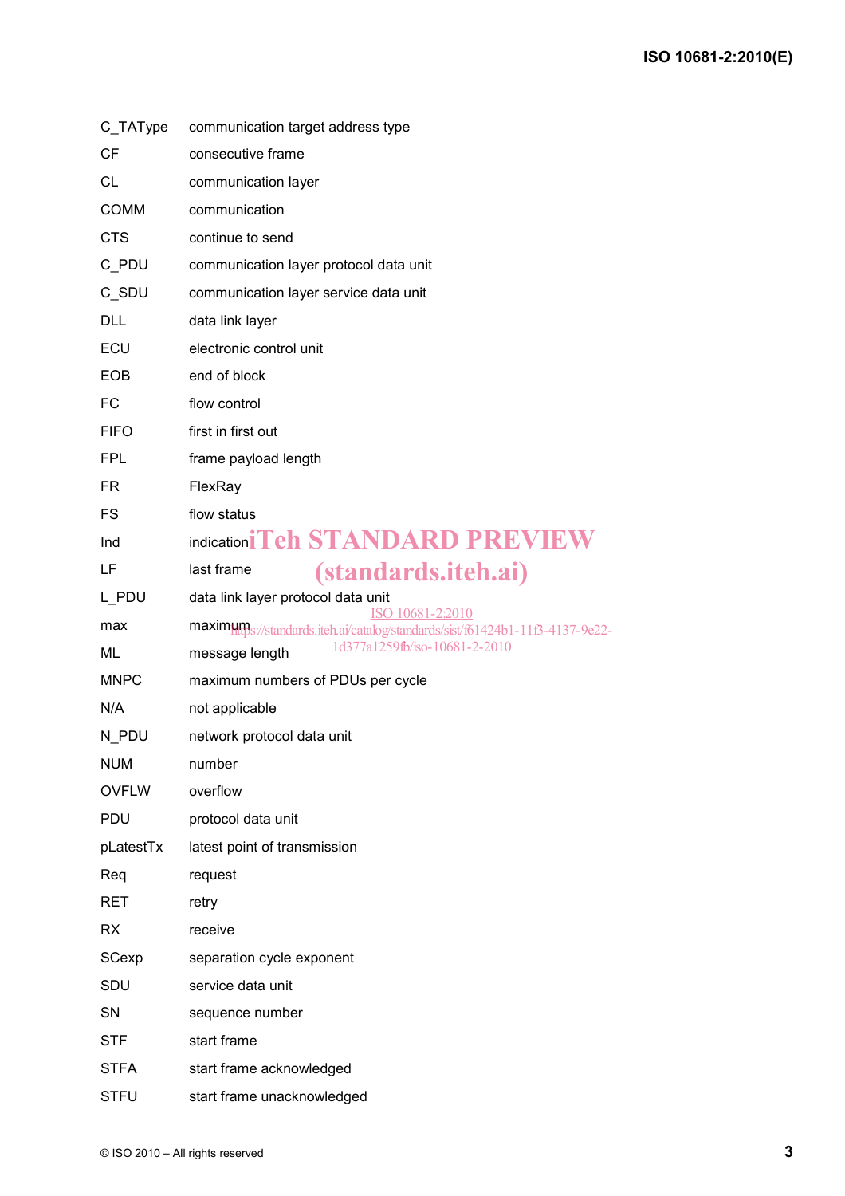C_TAType communication target address type

CF consecutive frame

CL communication layer

COMM communication

CTS continue to send

C_PDU communication layer protocol data unit

C_SDU communication layer service data unit

DLL data link layer

ECU electronic control unit

EOB end of block

FC flow control

FIFO first in first out

FPL frame payload length

FR FlexRay

FS flow status

Ind indication

LF last frame

L_PDU data link layer protocol data unit

max maximum

ML message length

MNPC maximum numbers of PDUs per cycle

N/A not applicable

N_PDU network protocol data unit

NUM number

OVFLW overflow

PDU protocol data unit

pLatestTx latest point of transmission

Req request

RET retry

RX receive

SCexp separation cycle exponent

SDU service data unit

SN sequence number

STF start frame

STFA start frame acknowledged

STFU start frame unacknowledged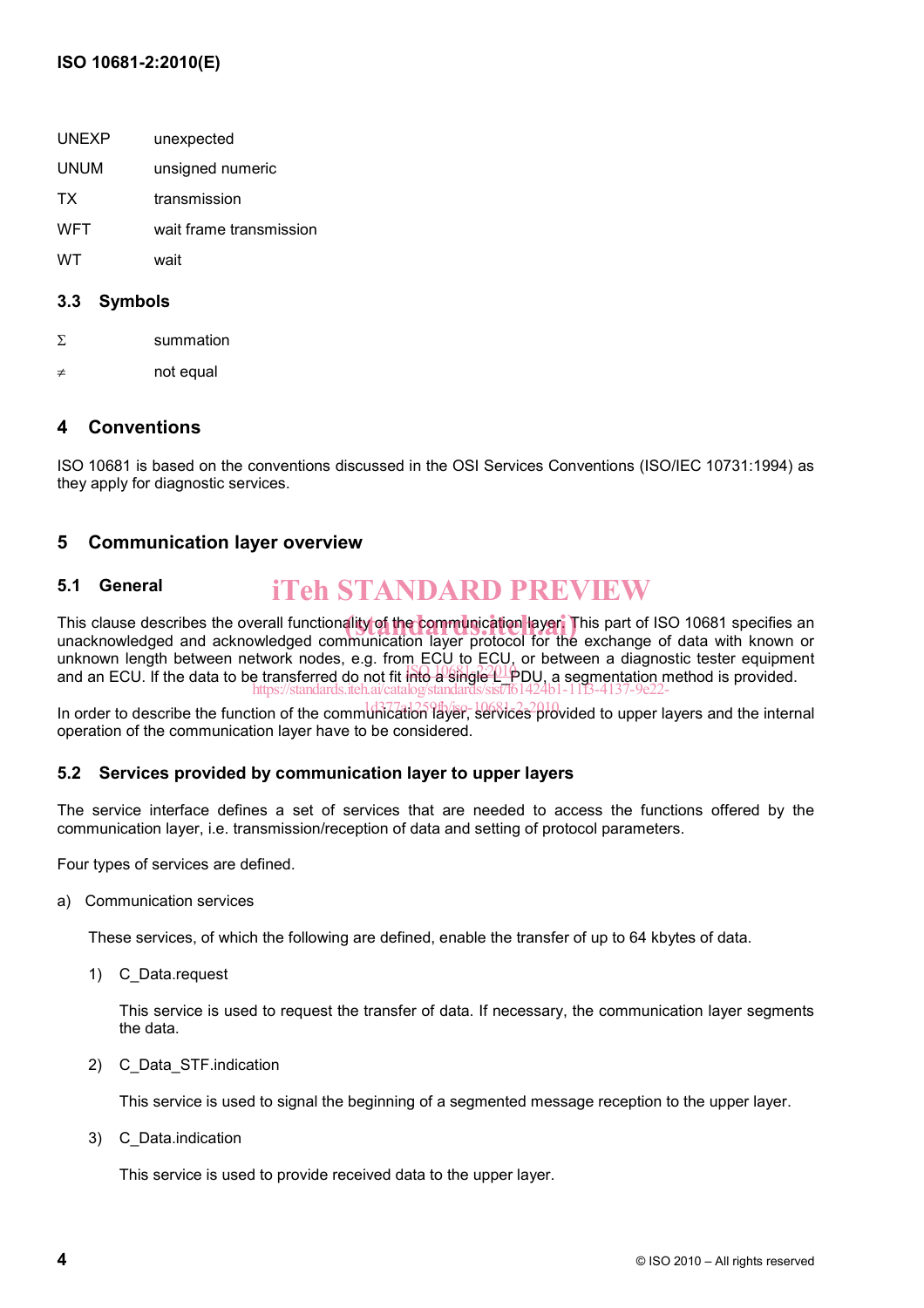| | |
|---|---|
| UNEXP | unexpected |
| UNUM | unsigned numeric |
| TX | transmission |
| WFT | wait frame transmission |
| WT | wait |

### 3.3 Symbols

| | |
|---|---|
| Σ | summation |
| ≠ | not equal |

## 4 Conventions

ISO 10681 is based on the conventions discussed in the OSI Services Conventions (ISO/IEC 10731:1994) as they apply for diagnostic services.

## 5 Communication layer overview

### 5.1 General

This clause describes the overall functionality of the communication layer. This part of ISO 10681 specifies an unacknowledged and acknowledged communication layer protocol for the exchange of data with known or unknown length between network nodes, e.g. from ECU to ECU, or between a diagnostic tester equipment and an ECU. If the data to be transferred do not fit into a single L_PDU, a segmentation method is provided.

In order to describe the function of the communication layer, services provided to upper layers and the internal operation of the communication layer have to be considered.

### 5.2 Services provided by communication layer to upper layers

The service interface defines a set of services that are needed to access the functions offered by the communication layer, i.e. transmission/reception of data and setting of protocol parameters.

Four types of services are defined.

a) Communication services

These services, of which the following are defined, enable the transfer of up to 64 kbytes of data.

1) C_Data.request

This service is used to request the transfer of data. If necessary, the communication layer segments the data.

2) C_Data_STF.indication

This service is used to signal the beginning of a segmented message reception to the upper layer.

3) C_Data.indication

This service is used to provide received data to the upper layer.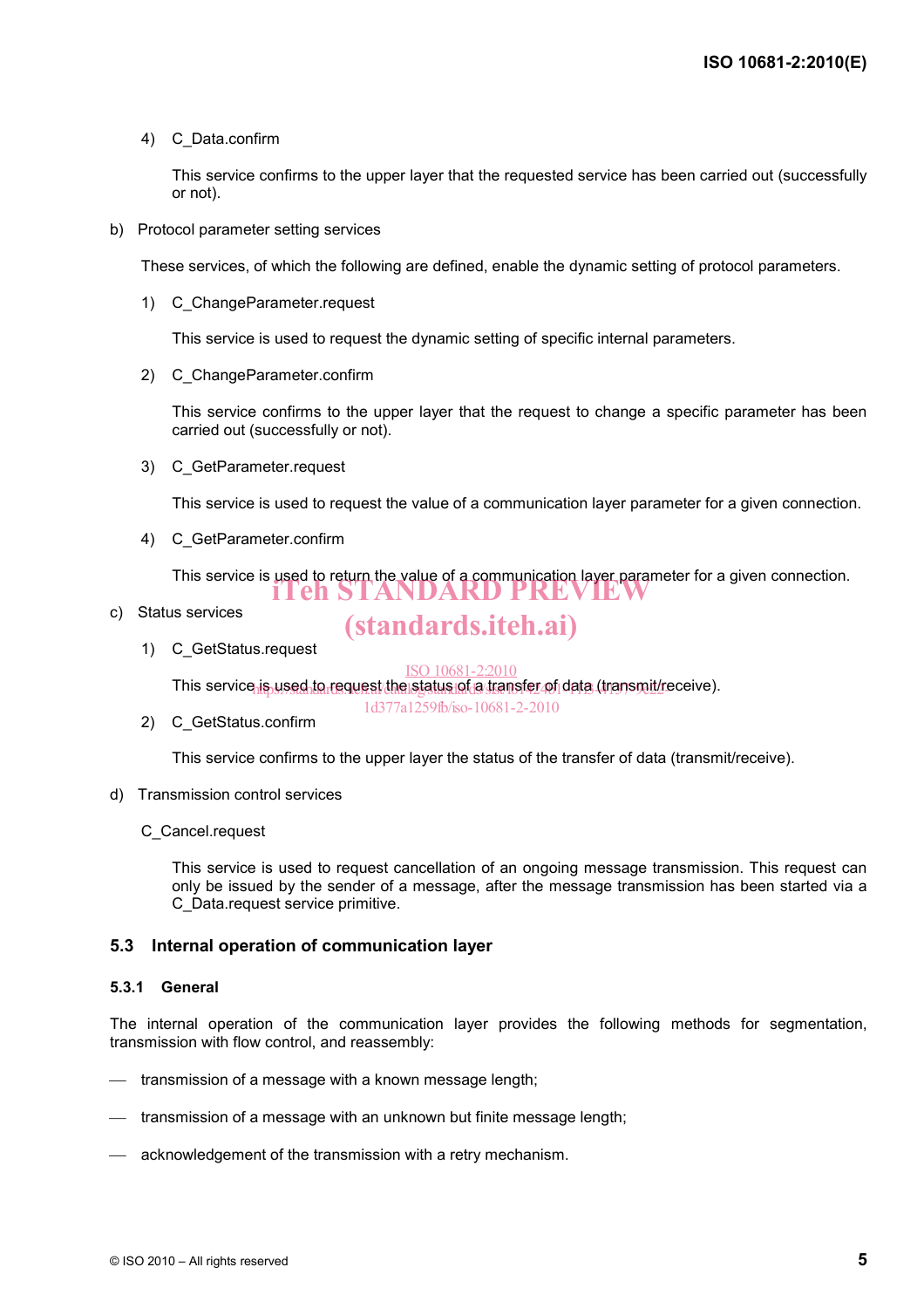4) C_Data.confirm

This service confirms to the upper layer that the requested service has been carried out (successfully or not).

b) Protocol parameter setting services

These services, of which the following are defined, enable the dynamic setting of protocol parameters.

1) C_ChangeParameter.request

This service is used to request the dynamic setting of specific internal parameters.

2) C_ChangeParameter.confirm

This service confirms to the upper layer that the request to change a specific parameter has been carried out (successfully or not).

3) C_GetParameter.request

This service is used to request the value of a communication layer parameter for a given connection.

4) C_GetParameter.confirm

This service is used to return the value of a communication layer parameter for a given connection.

c) Status services

1) C_GetStatus.request

This service is used to request the status of a transfer of data (transmit/receive).

2) C_GetStatus.confirm

This service confirms to the upper layer the status of the transfer of data (transmit/receive).

d) Transmission control services

C_Cancel.request

This service is used to request cancellation of an ongoing message transmission. This request can only be issued by the sender of a message, after the message transmission has been started via a C_Data.request service primitive.

### 5.3 Internal operation of communication layer

#### 5.3.1 General

The internal operation of the communication layer provides the following methods for segmentation, transmission with flow control, and reassembly:

- transmission of a message with a known message length;
- transmission of a message with an unknown but finite message length;
- acknowledgement of the transmission with a retry mechanism.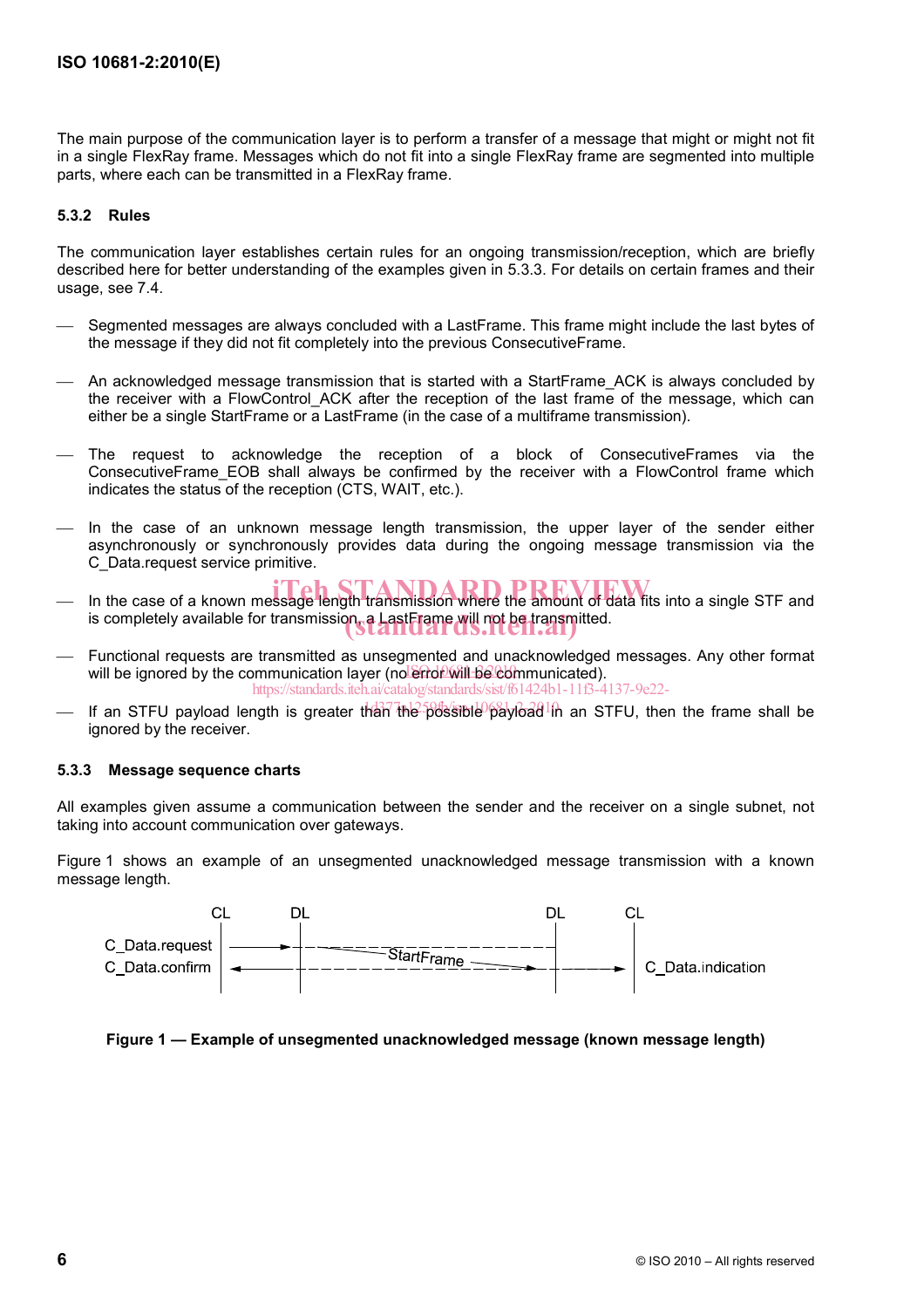The main purpose of the communication layer is to perform a transfer of a message that might or might not fit in a single FlexRay frame. Messages which do not fit into a single FlexRay frame are segmented into multiple parts, where each can be transmitted in a FlexRay frame.

### 5.3.2 Rules

The communication layer establishes certain rules for an ongoing transmission/reception, which are briefly described here for better understanding of the examples given in 5.3.3. For details on certain frames and their usage, see 7.4.

- Segmented messages are always concluded with a LastFrame. This frame might include the last bytes of the message if they did not fit completely into the previous ConsecutiveFrame.
- An acknowledged message transmission that is started with a StartFrame_ACK is always concluded by the receiver with a FlowControl_ACK after the reception of the last frame of the message, which can either be a single StartFrame or a LastFrame (in the case of a multiframe transmission).
- The request to acknowledge the reception of a block of ConsecutiveFrames via the ConsecutiveFrame_EOB shall always be confirmed by the receiver with a FlowControl frame which indicates the status of the reception (CTS, WAIT, etc.).
- In the case of an unknown message length transmission, the upper layer of the sender either asynchronously or synchronously provides data during the ongoing message transmission via the C_Data.request service primitive.
- In the case of a known message length transmission where the amount of data fits into a single STF and is completely available for transmission, a LastFrame will not be transmitted.
- Functional requests are transmitted as unsegmented and unacknowledged messages. Any other format will be ignored by the communication layer (no error will be communicated).
- If an STFU payload length is greater than the possible payload in an STFU, then the frame shall be ignored by the receiver.

### 5.3.3 Message sequence charts

All examples given assume a communication between the sender and the receiver on a single subnet, not taking into account communication over gateways.

Figure 1 shows an example of an unsegmented unacknowledged message transmission with a known message length.

CL DL DL CL

C_Data.request → StartFrame → C_Data.indication

C_Data.confirm

**Figure 1 — Example of unsegmented unacknowledged message (known message length)**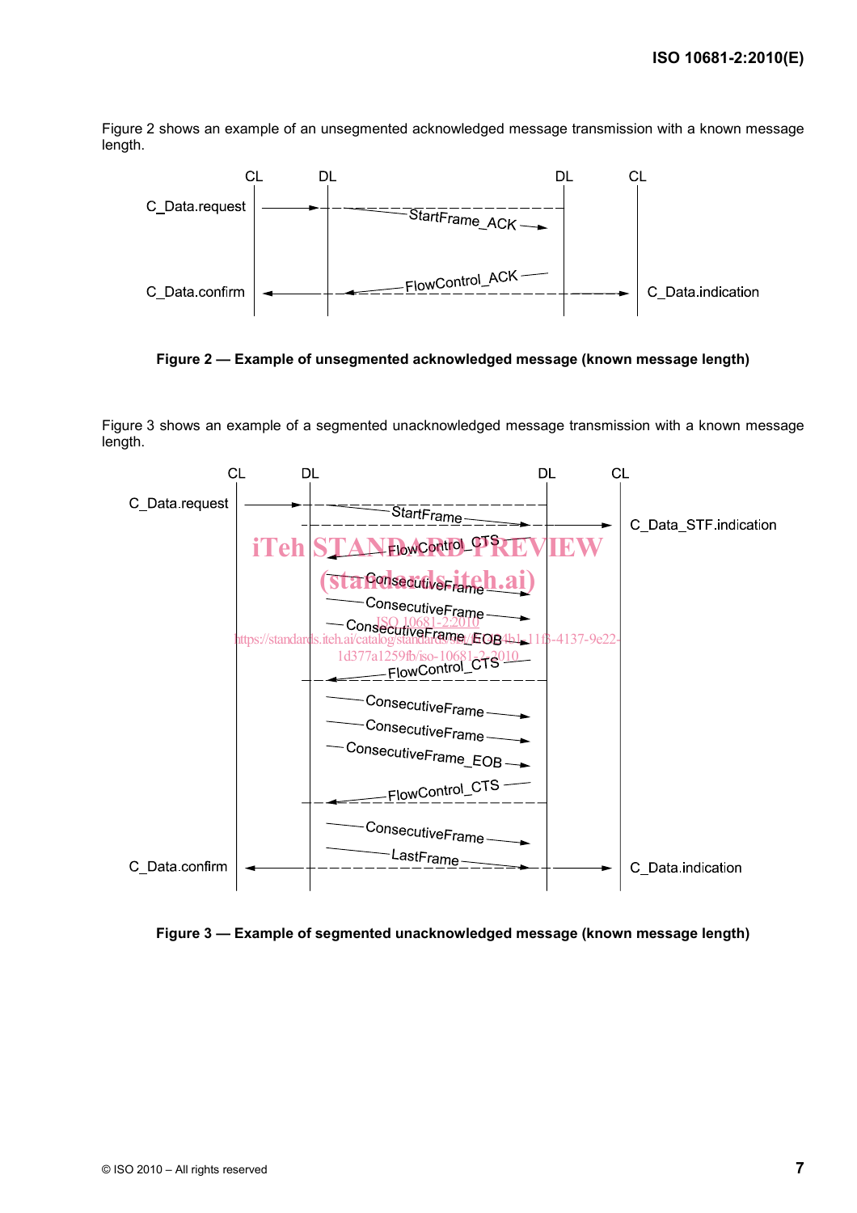Figure 2 shows an example of an unsegmented acknowledged message transmission with a known message length.

Figure 2 — Example of unsegmented acknowledged message (known message length)

Figure 3 shows an example of a segmented unacknowledged message transmission with a known message length.

Figure 3 — Example of segmented unacknowledged message (known message length)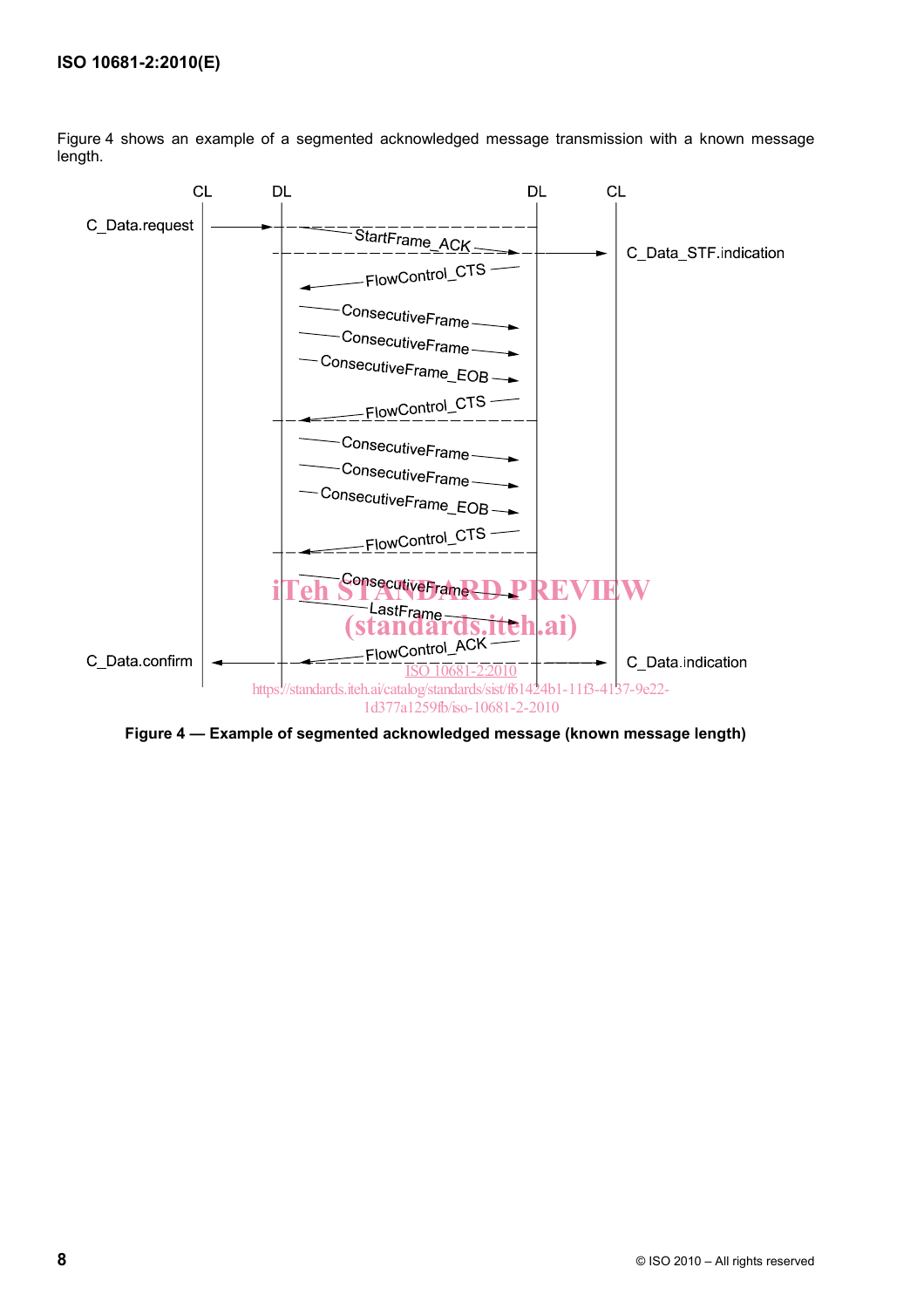Figure 4 shows an example of a segmented acknowledged message transmission with a known message length.

CL DL DL CL

C_Data.request

StartFrame_ACK

C_Data_STF.indication

FlowControl_CTS

ConsecutiveFrame

ConsecutiveFrame

ConsecutiveFrame_EOB

FlowControl_CTS

ConsecutiveFrame

ConsecutiveFrame

ConsecutiveFrame_EOB

FlowControl_CTS

ConsecutiveFrame

LastFrame

FlowControl_ACK

C_Data.confirm

C_Data.indication

**Figure 4 — Example of segmented acknowledged message (known message length)**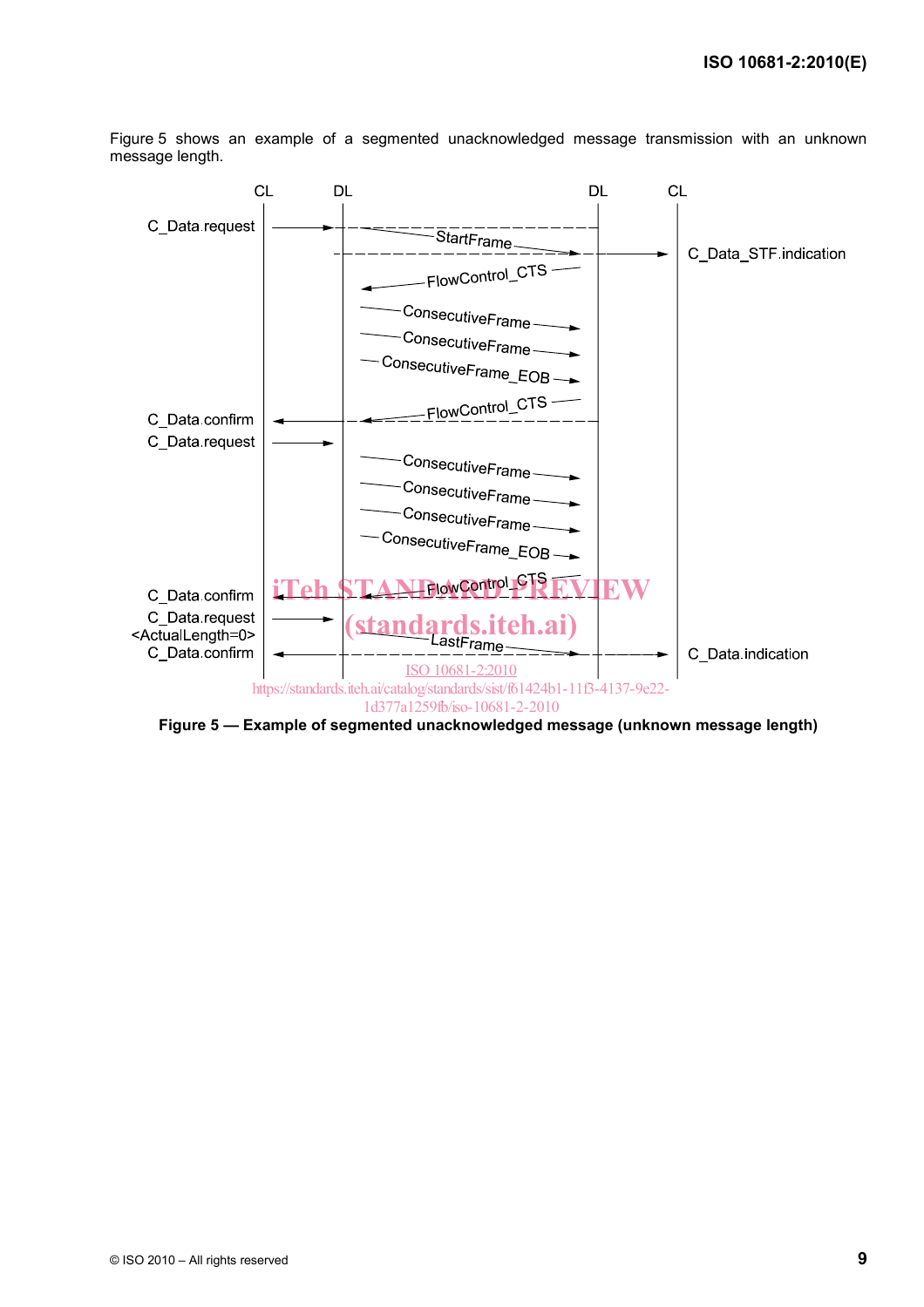Figure 5 shows an example of a segmented unacknowledged message transmission with an unknown message length.

CL DL DL CL

C_Data.request

StartFrame

C_Data_STF.indication

FlowControl_CTS

ConsecutiveFrame

ConsecutiveFrame

ConsecutiveFrame_EOB

FlowControl_CTS

C_Data.confirm

C_Data.request

ConsecutiveFrame

ConsecutiveFrame

ConsecutiveFrame

ConsecutiveFrame_EOB

FlowControl_CTS

C_Data.confirm

C_Data.request

<ActualLength=0>

LastFrame

C_Data.confirm

C_Data.indication

**Figure 5 — Example of segmented unacknowledged message (unknown message length)**